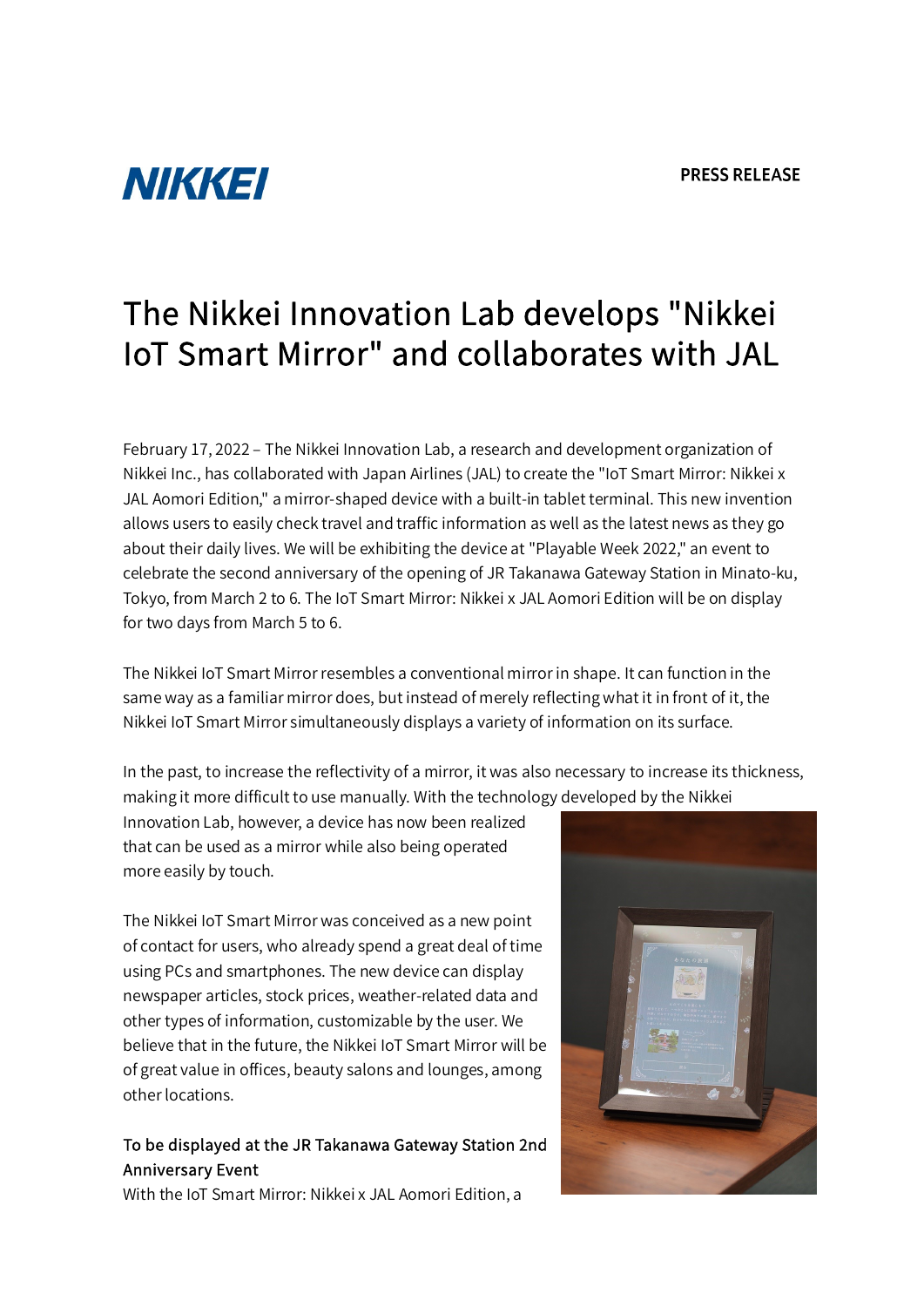NIKKEI

PRESS RELEASE

# The Nikkei Innovation Lab develops "Nikkei IoT Smart Mirror" and collaborates with JAL

February 17, 2022 – The Nikkei Innovation Lab, a research and development organization of Nikkei Inc., has collaborated with Japan Airlines (JAL) to create the "IoT Smart Mirror: Nikkei x JAL Aomori Edition," a mirror-shaped device with a built-in tablet terminal. This new invention allows users to easily check travel and traffic information as well as the latest news as they go about their daily lives. We will be exhibiting the device at "Playable Week 2022," an event to celebrate the second anniversary of the opening of JR Takanawa Gateway Station in Minato-ku, Tokyo, from March 2 to 6. The IoT Smart Mirror: Nikkei x JAL Aomori Edition will be on display for two days from March 5 to 6.

The Nikkei IoT Smart Mirror resembles a conventional mirror in shape. It can function in the same way as a familiar mirror does, but instead of merely reflecting what it in front of it, the Nikkei IoT Smart Mirror simultaneously displays a variety of information on its surface.

In the past, to increase the reflectivity of a mirror, it was also necessary to increase its thickness, making it more difficult to use manually. With the technology developed by the Nikkei Innovation Lab, however, a device has now been realized that can be used as a mirror while also being operated more easily by touch.

The Nikkei IoT Smart Mirror was conceived as a new point of contact for users, who already spend a great deal of time using PCs and smartphones. The new device can display newspaper articles, stock prices, weather-related data and other types of information, customizable by the user. We believe that in the future, the Nikkei IoT Smart Mirror will be of great value in offices, beauty salons and lounges, among other locations.

## To be displayed at the JR Takanawa Gateway Station 2nd Anniversary Event

With the IoT Smart Mirror: Nikkei x JAL Aomori Edition, a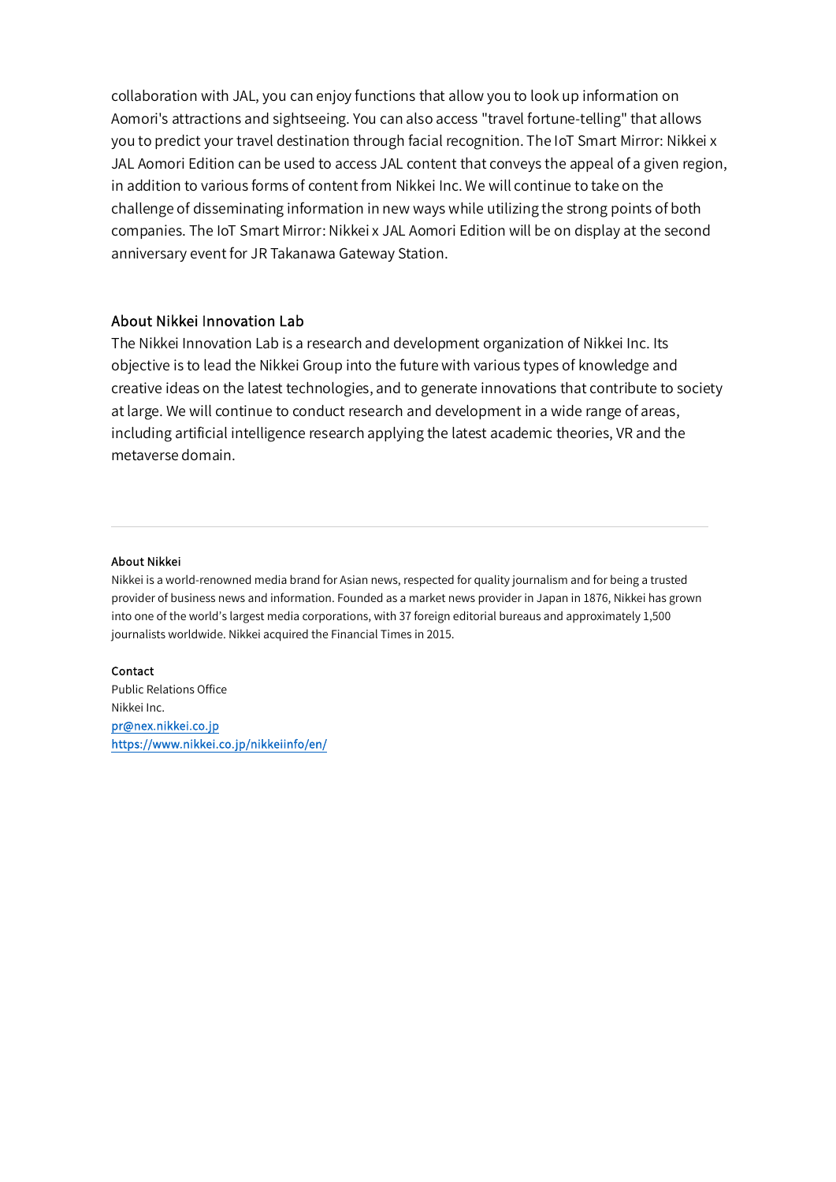collaboration with JAL, you can enjoy functions that allow you to look up information on Aomori's attractions and sightseeing. You can also access "travel fortune-telling" that allows you to predict your travel destination through facial recognition. The IoT Smart Mirror: Nikkei x JAL Aomori Edition can be used to access JAL content that conveys the appeal of a given region, in addition to various forms of content from Nikkei Inc. We will continue to take on the challenge of disseminating information in new ways while utilizing the strong points of both companies. The IoT Smart Mirror: Nikkei x JAL Aomori Edition will be on display at the second anniversary event for JR Takanawa Gateway Station.

## About Nikkei Innovation Lab

The Nikkei Innovation Lab is a research and development organization of Nikkei Inc. Its objective is to lead the Nikkei Group into the future with various types of knowledge and creative ideas on the latest technologies, and to generate innovations that contribute to society at large. We will continue to conduct research and development in a wide range of areas, including artificial intelligence research applying the latest academic theories, VR and the metaverse domain.

---

**About Nikkei**

Nikkei is a world-renowned media brand for Asian news, respected for quality journalism and for being a trusted provider of business news and information. Founded as a market news provider in Japan in 1876, Nikkei has grown into one of the world's largest media corporations, with 37 foreign editorial bureaus and approximately 1,500 journalists worldwide. Nikkei acquired the Financial Times in 2015.

**Contact**

Public Relations Office
Nikkei Inc.
pr@nex.nikkei.co.jp
https://www.nikkei.co.jp/nikkeiinfo/en/